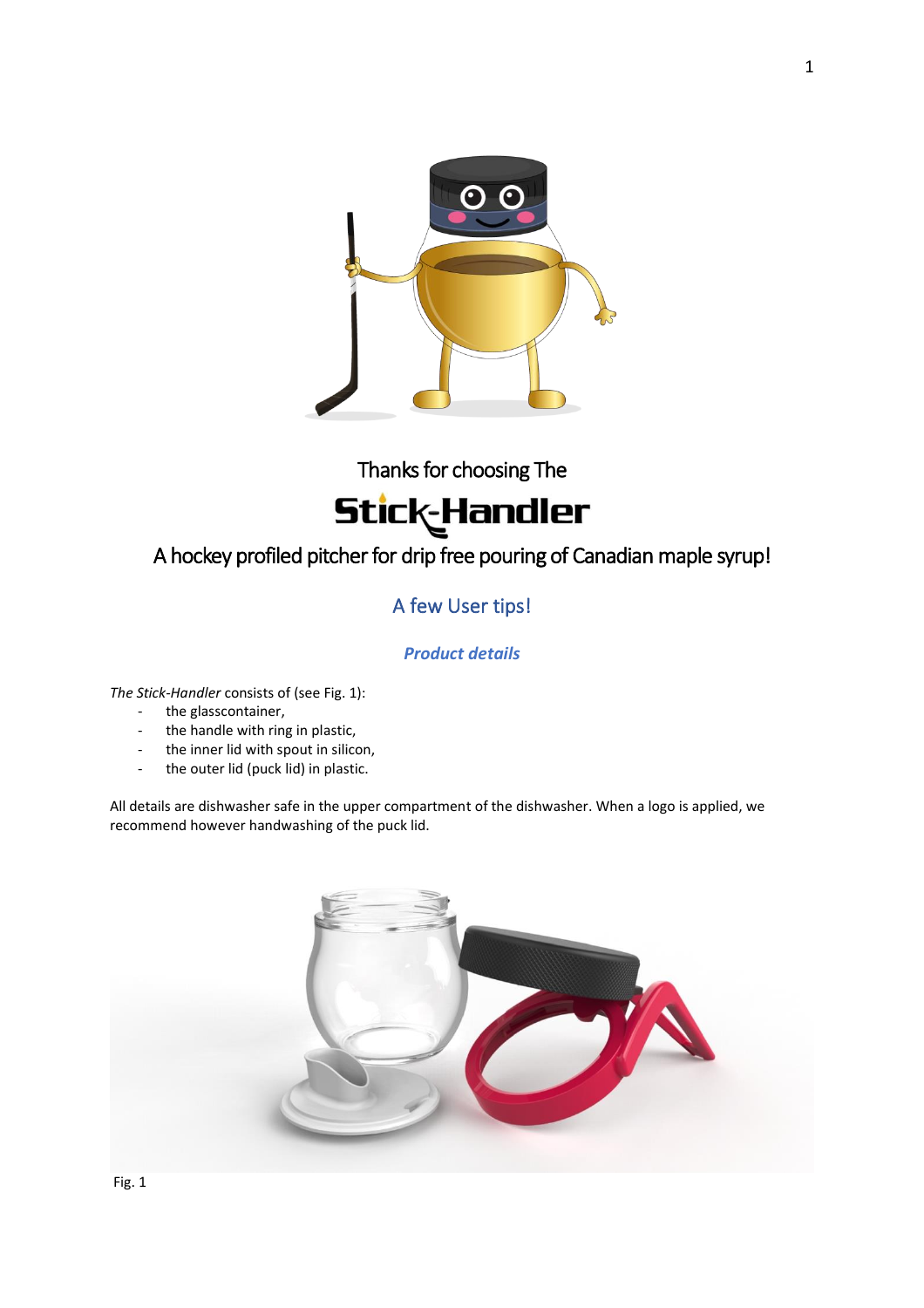Thanks for choosing The

# Stick-Handler

A hockey profiled pitcher for drip free pouring of Canadian maple syrup!

## A few User tips!

### *Product details*

*The Stick-Handler* consists of (see Fig. 1):

- the glasscontainer,
- the handle with ring in plastic,
- the inner lid with spout in silicon,
- the outer lid (puck lid) in plastic.

All details are dishwasher safe in the upper compartment of the dishwasher. When a logo is applied, we recommend however handwashing of the puck lid.

Fig. 1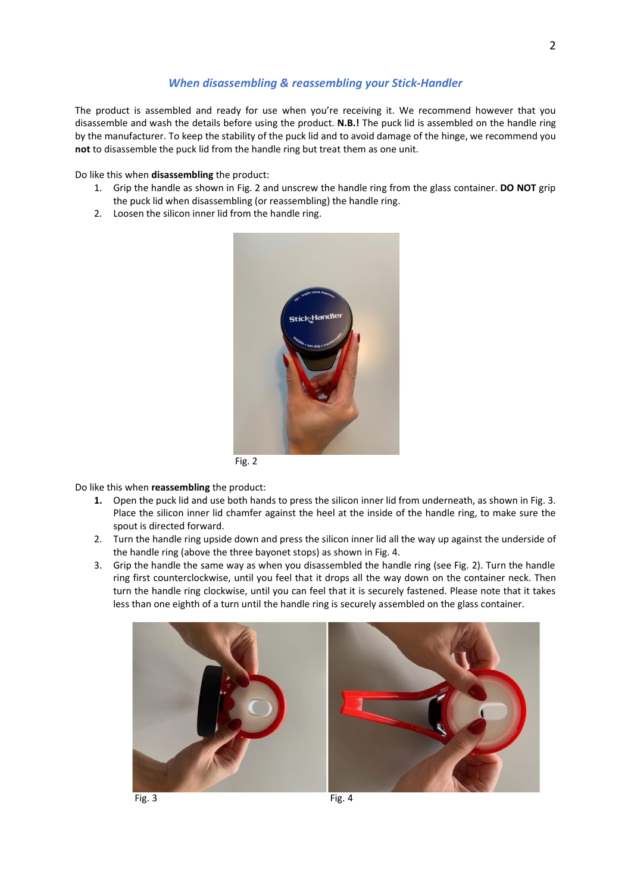## *When disassembling & reassembling your Stick-Handler*

The product is assembled and ready for use when you're receiving it. We recommend however that you disassemble and wash the details before using the product. **N.B.!** The puck lid is assembled on the handle ring by the manufacturer. To keep the stability of the puck lid and to avoid damage of the hinge, we recommend you **not** to disassemble the puck lid from the handle ring but treat them as one unit.

Do like this when **disassembling** the product:

1. Grip the handle as shown in Fig. 2 and unscrew the handle ring from the glass container. **DO NOT** grip the puck lid when disassembling (or reassembling) the handle ring.
2. Loosen the silicon inner lid from the handle ring.

Fig. 2

Do like this when **reassembling** the product:

1. Open the puck lid and use both hands to press the silicon inner lid from underneath, as shown in Fig. 3. Place the silicon inner lid chamfer against the heel at the inside of the handle ring, to make sure the spout is directed forward.
2. Turn the handle ring upside down and press the silicon inner lid all the way up against the underside of the handle ring (above the three bayonet stops) as shown in Fig. 4.
3. Grip the handle the same way as when you disassembled the handle ring (see Fig. 2). Turn the handle ring first counterclockwise, until you feel that it drops all the way down on the container neck. Then turn the handle ring clockwise, until you can feel that it is securely fastened. Please note that it takes less than one eighth of a turn until the handle ring is securely assembled on the glass container.

Fig. 3

Fig. 4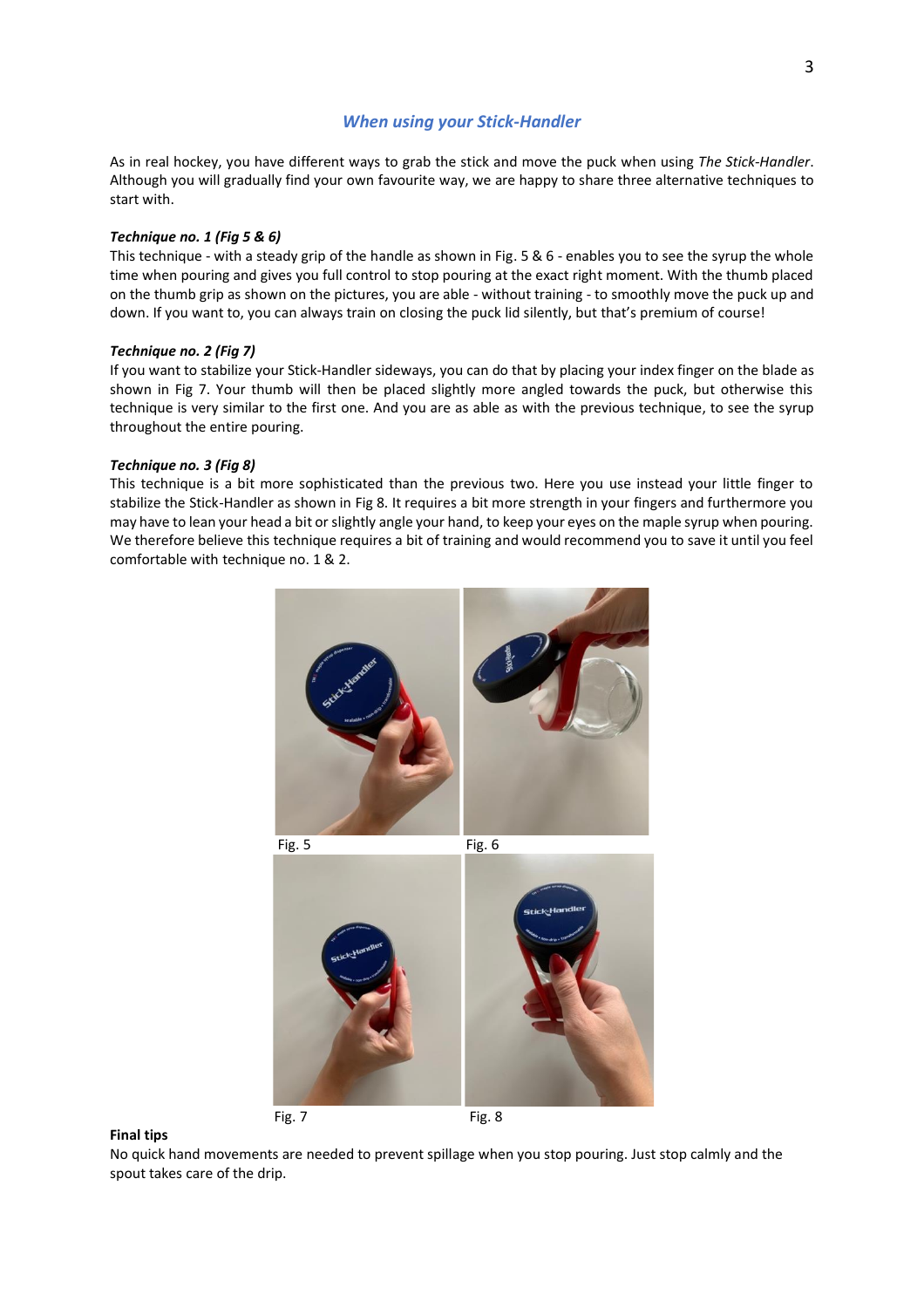## *When using your Stick-Handler*

As in real hockey, you have different ways to grab the stick and move the puck when using *The Stick-Handler*. Although you will gradually find your own favourite way, we are happy to share three alternative techniques to start with.

***Technique no. 1 (Fig 5 & 6)***

This technique - with a steady grip of the handle as shown in Fig. 5 & 6 - enables you to see the syrup the whole time when pouring and gives you full control to stop pouring at the exact right moment. With the thumb placed on the thumb grip as shown on the pictures, you are able - without training - to smoothly move the puck up and down. If you want to, you can always train on closing the puck lid silently, but that's premium of course!

***Technique no. 2 (Fig 7)***

If you want to stabilize your Stick-Handler sideways, you can do that by placing your index finger on the blade as shown in Fig 7. Your thumb will then be placed slightly more angled towards the puck, but otherwise this technique is very similar to the first one. And you are as able as with the previous technique, to see the syrup throughout the entire pouring.

***Technique no. 3 (Fig 8)***

This technique is a bit more sophisticated than the previous two. Here you use instead your little finger to stabilize the Stick-Handler as shown in Fig 8. It requires a bit more strength in your fingers and furthermore you may have to lean your head a bit or slightly angle your hand, to keep your eyes on the maple syrup when pouring. We therefore believe this technique requires a bit of training and would recommend you to save it until you feel comfortable with technique no. 1 & 2.

Fig. 5

Fig. 6

Fig. 7

Fig. 8

**Final tips**

No quick hand movements are needed to prevent spillage when you stop pouring. Just stop calmly and the spout takes care of the drip.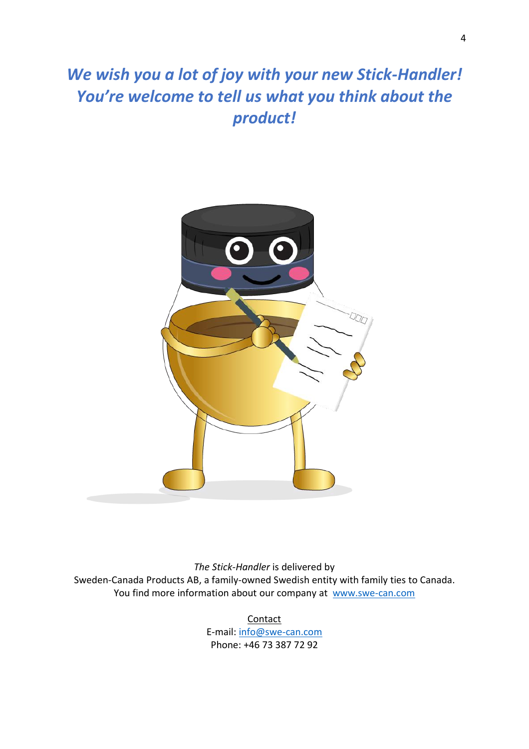***We wish you a lot of joy with your new Stick-Handler! You're welcome to tell us what you think about the product!***

*The Stick-Handler* is delivered by
Sweden-Canada Products AB, a family-owned Swedish entity with family ties to Canada.
You find more information about our company at www.swe-can.com

Contact
E-mail: info@swe-can.com
Phone: +46 73 387 72 92